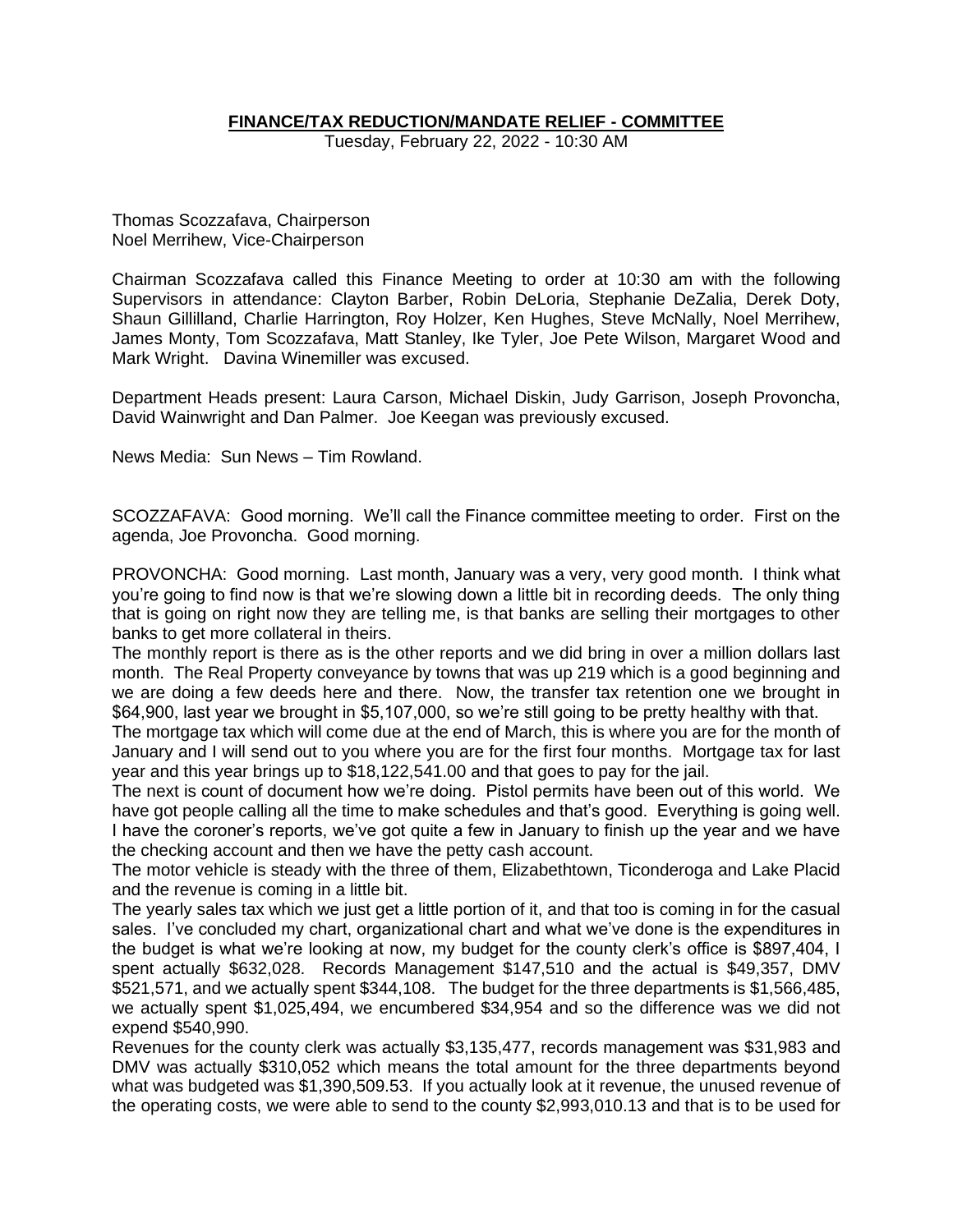**FINANCE/TAX REDUCTION/MANDATE RELIEF - COMMITTEE**

Tuesday, February 22, 2022 - 10:30 AM

Thomas Scozzafava, Chairperson
Noel Merrihew, Vice-Chairperson

Chairman Scozzafava called this Finance Meeting to order at 10:30 am with the following Supervisors in attendance: Clayton Barber, Robin DeLoria, Stephanie DeZalia, Derek Doty, Shaun Gillilland, Charlie Harrington, Roy Holzer, Ken Hughes, Steve McNally, Noel Merrihew, James Monty, Tom Scozzafava, Matt Stanley, Ike Tyler, Joe Pete Wilson, Margaret Wood and Mark Wright. Davina Winemiller was excused.

Department Heads present: Laura Carson, Michael Diskin, Judy Garrison, Joseph Provoncha, David Wainwright and Dan Palmer. Joe Keegan was previously excused.

News Media: Sun News – Tim Rowland.

SCOZZAFAVA: Good morning. We'll call the Finance committee meeting to order. First on the agenda, Joe Provoncha. Good morning.

PROVONCHA: Good morning. Last month, January was a very, very good month. I think what you're going to find now is that we're slowing down a little bit in recording deeds. The only thing that is going on right now they are telling me, is that banks are selling their mortgages to other banks to get more collateral in theirs.

The monthly report is there as is the other reports and we did bring in over a million dollars last month. The Real Property conveyance by towns that was up 219 which is a good beginning and we are doing a few deeds here and there. Now, the transfer tax retention one we brought in $64,900, last year we brought in $5,107,000, so we're still going to be pretty healthy with that.

The mortgage tax which will come due at the end of March, this is where you are for the month of January and I will send out to you where you are for the first four months. Mortgage tax for last year and this year brings up to $18,122,541.00 and that goes to pay for the jail.

The next is count of document how we're doing. Pistol permits have been out of this world. We have got people calling all the time to make schedules and that's good. Everything is going well. I have the coroner's reports, we've got quite a few in January to finish up the year and we have the checking account and then we have the petty cash account.

The motor vehicle is steady with the three of them, Elizabethtown, Ticonderoga and Lake Placid and the revenue is coming in a little bit.

The yearly sales tax which we just get a little portion of it, and that too is coming in for the casual sales. I've concluded my chart, organizational chart and what we've done is the expenditures in the budget is what we're looking at now, my budget for the county clerk's office is $897,404, I spent actually $632,028. Records Management $147,510 and the actual is $49,357, DMV $521,571, and we actually spent $344,108. The budget for the three departments is $1,566,485, we actually spent $1,025,494, we encumbered $34,954 and so the difference was we did not expend $540,990.

Revenues for the county clerk was actually $3,135,477, records management was $31,983 and DMV was actually $310,052 which means the total amount for the three departments beyond what was budgeted was $1,390,509.53. If you actually look at it revenue, the unused revenue of the operating costs, we were able to send to the county $2,993,010.13 and that is to be used for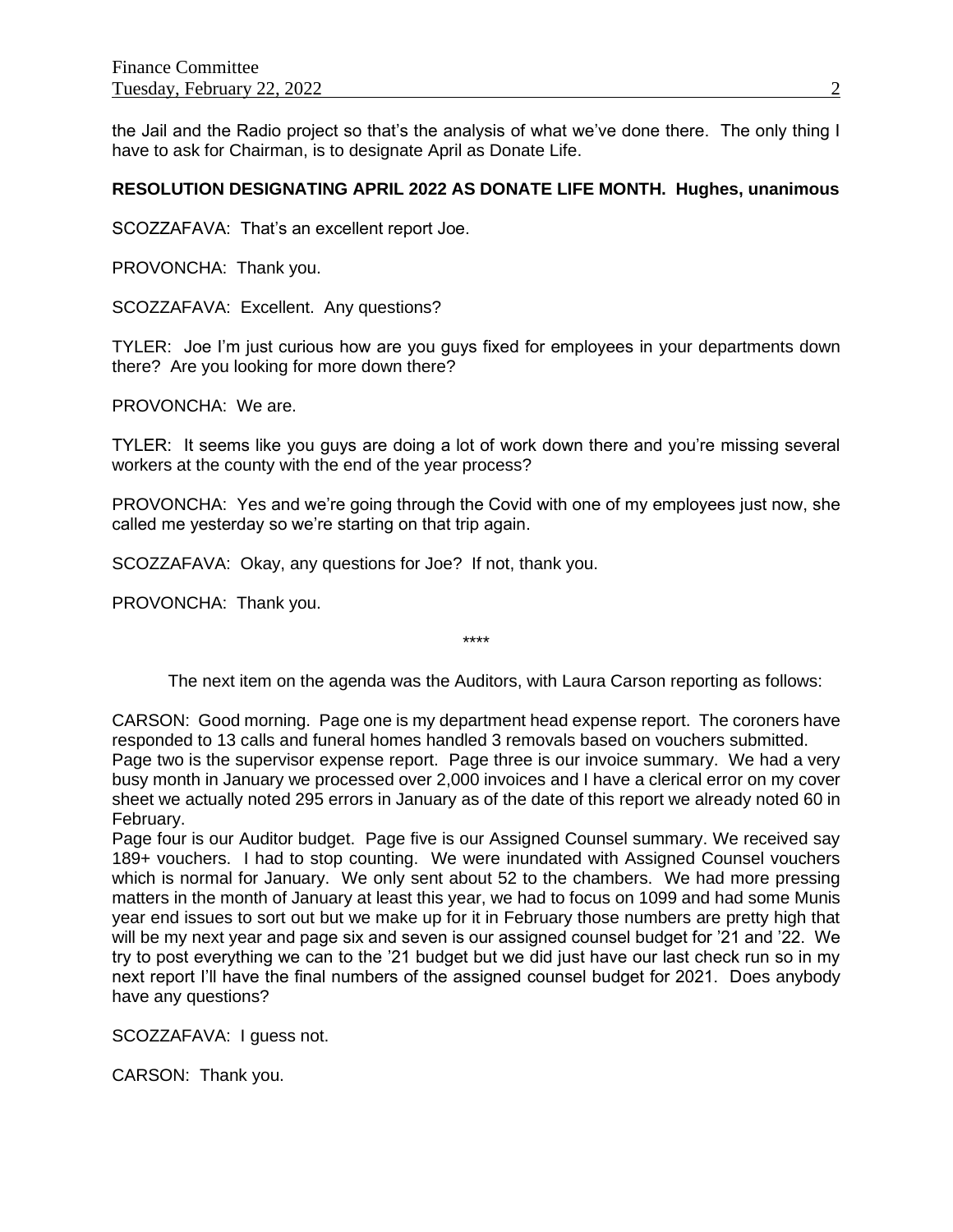the Jail and the Radio project so that's the analysis of what we've done there. The only thing I have to ask for Chairman, is to designate April as Donate Life.

**RESOLUTION DESIGNATING APRIL 2022 AS DONATE LIFE MONTH. Hughes, unanimous**

SCOZZAFAVA: That's an excellent report Joe.

PROVONCHA: Thank you.

SCOZZAFAVA: Excellent. Any questions?

TYLER: Joe I'm just curious how are you guys fixed for employees in your departments down there? Are you looking for more down there?

PROVONCHA: We are.

TYLER: It seems like you guys are doing a lot of work down there and you're missing several workers at the county with the end of the year process?

PROVONCHA: Yes and we're going through the Covid with one of my employees just now, she called me yesterday so we're starting on that trip again.

SCOZZAFAVA: Okay, any questions for Joe? If not, thank you.

PROVONCHA: Thank you.

\*\*\*\*

The next item on the agenda was the Auditors, with Laura Carson reporting as follows:

CARSON: Good morning. Page one is my department head expense report. The coroners have responded to 13 calls and funeral homes handled 3 removals based on vouchers submitted.
Page two is the supervisor expense report. Page three is our invoice summary. We had a very busy month in January we processed over 2,000 invoices and I have a clerical error on my cover sheet we actually noted 295 errors in January as of the date of this report we already noted 60 in February.
Page four is our Auditor budget. Page five is our Assigned Counsel summary. We received say 189+ vouchers. I had to stop counting. We were inundated with Assigned Counsel vouchers which is normal for January. We only sent about 52 to the chambers. We had more pressing matters in the month of January at least this year, we had to focus on 1099 and had some Munis year end issues to sort out but we make up for it in February those numbers are pretty high that will be my next year and page six and seven is our assigned counsel budget for '21 and '22. We try to post everything we can to the '21 budget but we did just have our last check run so in my next report I'll have the final numbers of the assigned counsel budget for 2021. Does anybody have any questions?

SCOZZAFAVA: I guess not.

CARSON: Thank you.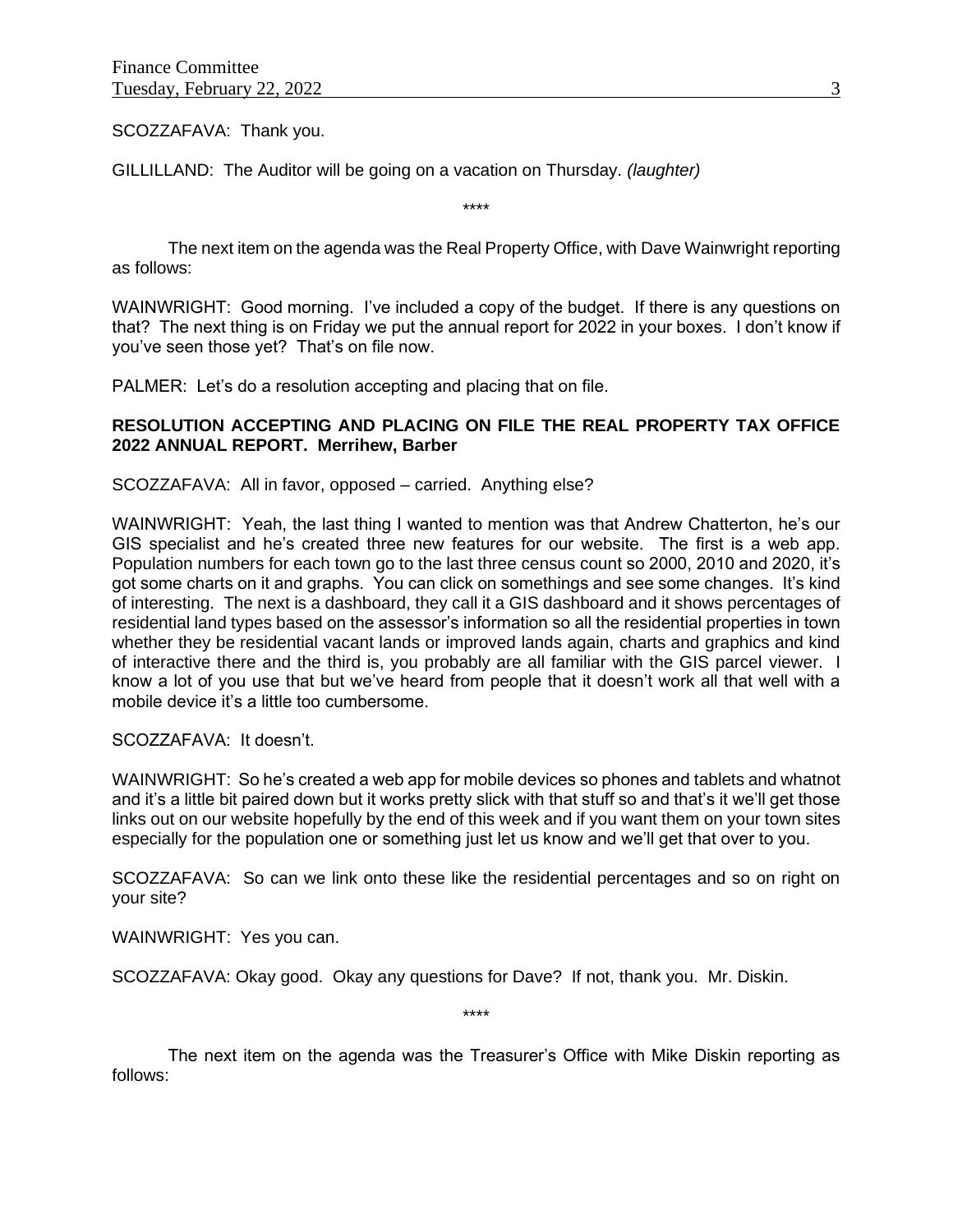SCOZZAFAVA: Thank you.

GILLILLAND: The Auditor will be going on a vacation on Thursday. *(laughter)*

\*\*\*\*

The next item on the agenda was the Real Property Office, with Dave Wainwright reporting as follows:

WAINWRIGHT: Good morning. I've included a copy of the budget. If there is any questions on that? The next thing is on Friday we put the annual report for 2022 in your boxes. I don't know if you've seen those yet? That's on file now.

PALMER: Let's do a resolution accepting and placing that on file.

**RESOLUTION ACCEPTING AND PLACING ON FILE THE REAL PROPERTY TAX OFFICE 2022 ANNUAL REPORT. Merrihew, Barber**

SCOZZAFAVA: All in favor, opposed – carried. Anything else?

WAINWRIGHT: Yeah, the last thing I wanted to mention was that Andrew Chatterton, he's our GIS specialist and he's created three new features for our website. The first is a web app. Population numbers for each town go to the last three census count so 2000, 2010 and 2020, it's got some charts on it and graphs. You can click on somethings and see some changes. It's kind of interesting. The next is a dashboard, they call it a GIS dashboard and it shows percentages of residential land types based on the assessor's information so all the residential properties in town whether they be residential vacant lands or improved lands again, charts and graphics and kind of interactive there and the third is, you probably are all familiar with the GIS parcel viewer. I know a lot of you use that but we've heard from people that it doesn't work all that well with a mobile device it's a little too cumbersome.

SCOZZAFAVA: It doesn't.

WAINWRIGHT: So he's created a web app for mobile devices so phones and tablets and whatnot and it's a little bit paired down but it works pretty slick with that stuff so and that's it we'll get those links out on our website hopefully by the end of this week and if you want them on your town sites especially for the population one or something just let us know and we'll get that over to you.

SCOZZAFAVA: So can we link onto these like the residential percentages and so on right on your site?

WAINWRIGHT: Yes you can.

SCOZZAFAVA: Okay good. Okay any questions for Dave? If not, thank you. Mr. Diskin.

\*\*\*\*

The next item on the agenda was the Treasurer's Office with Mike Diskin reporting as follows: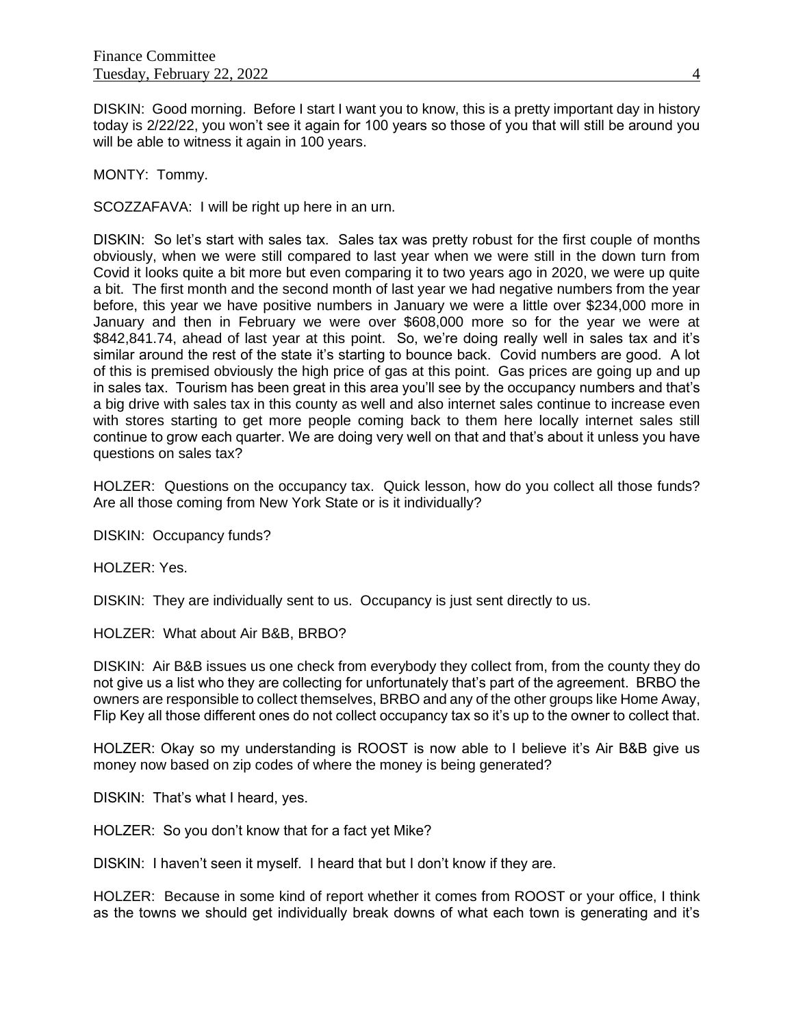DISKIN: Good morning. Before I start I want you to know, this is a pretty important day in history today is 2/22/22, you won't see it again for 100 years so those of you that will still be around you will be able to witness it again in 100 years.

MONTY: Tommy.

SCOZZAFAVA: I will be right up here in an urn.

DISKIN: So let's start with sales tax. Sales tax was pretty robust for the first couple of months obviously, when we were still compared to last year when we were still in the down turn from Covid it looks quite a bit more but even comparing it to two years ago in 2020, we were up quite a bit. The first month and the second month of last year we had negative numbers from the year before, this year we have positive numbers in January we were a little over $234,000 more in January and then in February we were over $608,000 more so for the year we were at $842,841.74, ahead of last year at this point. So, we're doing really well in sales tax and it's similar around the rest of the state it's starting to bounce back. Covid numbers are good. A lot of this is premised obviously the high price of gas at this point. Gas prices are going up and up in sales tax. Tourism has been great in this area you'll see by the occupancy numbers and that's a big drive with sales tax in this county as well and also internet sales continue to increase even with stores starting to get more people coming back to them here locally internet sales still continue to grow each quarter. We are doing very well on that and that's about it unless you have questions on sales tax?

HOLZER: Questions on the occupancy tax. Quick lesson, how do you collect all those funds? Are all those coming from New York State or is it individually?

DISKIN: Occupancy funds?

HOLZER: Yes.

DISKIN: They are individually sent to us. Occupancy is just sent directly to us.

HOLZER: What about Air B&B, BRBO?

DISKIN: Air B&B issues us one check from everybody they collect from, from the county they do not give us a list who they are collecting for unfortunately that's part of the agreement. BRBO the owners are responsible to collect themselves, BRBO and any of the other groups like Home Away, Flip Key all those different ones do not collect occupancy tax so it's up to the owner to collect that.

HOLZER: Okay so my understanding is ROOST is now able to I believe it's Air B&B give us money now based on zip codes of where the money is being generated?

DISKIN: That's what I heard, yes.

HOLZER: So you don't know that for a fact yet Mike?

DISKIN: I haven't seen it myself. I heard that but I don't know if they are.

HOLZER: Because in some kind of report whether it comes from ROOST or your office, I think as the towns we should get individually break downs of what each town is generating and it's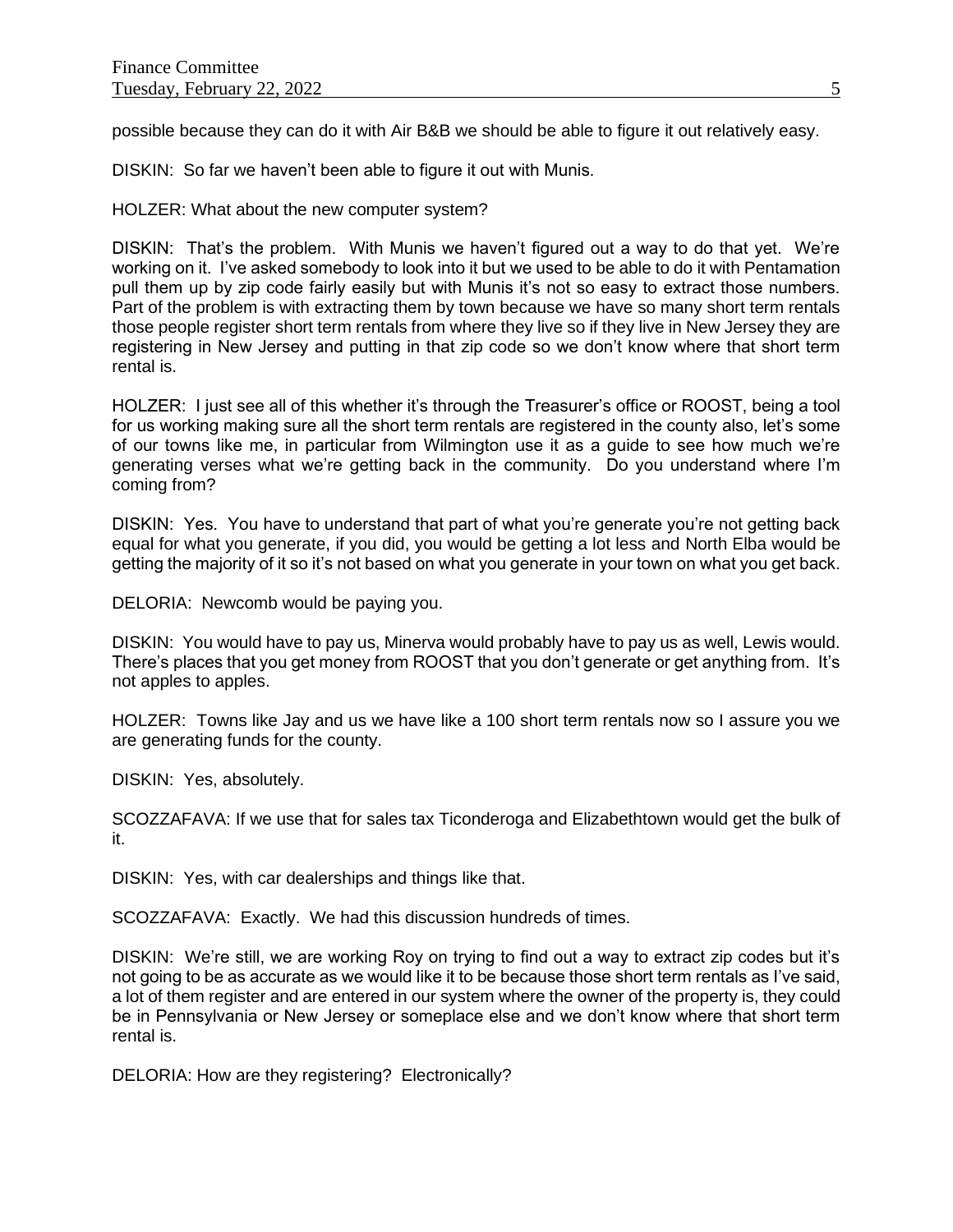possible because they can do it with Air B&B we should be able to figure it out relatively easy.

DISKIN: So far we haven't been able to figure it out with Munis.

HOLZER: What about the new computer system?

DISKIN: That's the problem. With Munis we haven't figured out a way to do that yet. We're working on it. I've asked somebody to look into it but we used to be able to do it with Pentamation pull them up by zip code fairly easily but with Munis it's not so easy to extract those numbers. Part of the problem is with extracting them by town because we have so many short term rentals those people register short term rentals from where they live so if they live in New Jersey they are registering in New Jersey and putting in that zip code so we don't know where that short term rental is.

HOLZER: I just see all of this whether it's through the Treasurer's office or ROOST, being a tool for us working making sure all the short term rentals are registered in the county also, let's some of our towns like me, in particular from Wilmington use it as a guide to see how much we're generating verses what we're getting back in the community. Do you understand where I'm coming from?

DISKIN: Yes. You have to understand that part of what you're generate you're not getting back equal for what you generate, if you did, you would be getting a lot less and North Elba would be getting the majority of it so it's not based on what you generate in your town on what you get back.

DELORIA: Newcomb would be paying you.

DISKIN: You would have to pay us, Minerva would probably have to pay us as well, Lewis would. There's places that you get money from ROOST that you don't generate or get anything from. It's not apples to apples.

HOLZER: Towns like Jay and us we have like a 100 short term rentals now so I assure you we are generating funds for the county.

DISKIN: Yes, absolutely.

SCOZZAFAVA: If we use that for sales tax Ticonderoga and Elizabethtown would get the bulk of it.

DISKIN: Yes, with car dealerships and things like that.

SCOZZAFAVA: Exactly. We had this discussion hundreds of times.

DISKIN: We're still, we are working Roy on trying to find out a way to extract zip codes but it's not going to be as accurate as we would like it to be because those short term rentals as I've said, a lot of them register and are entered in our system where the owner of the property is, they could be in Pennsylvania or New Jersey or someplace else and we don't know where that short term rental is.

DELORIA: How are they registering? Electronically?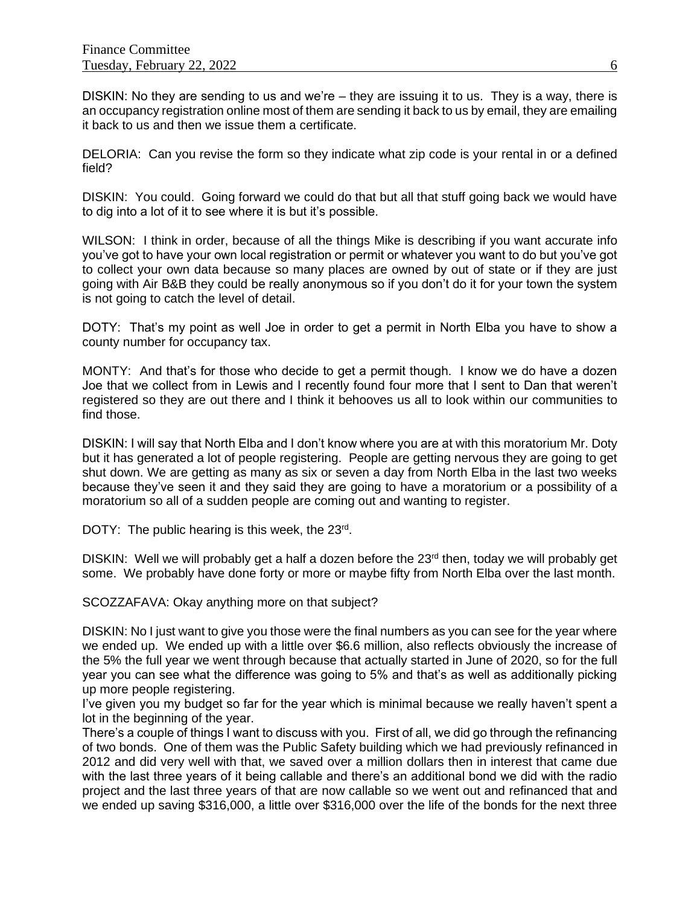DISKIN: No they are sending to us and we're – they are issuing it to us. They is a way, there is an occupancy registration online most of them are sending it back to us by email, they are emailing it back to us and then we issue them a certificate.

DELORIA: Can you revise the form so they indicate what zip code is your rental in or a defined field?

DISKIN: You could. Going forward we could do that but all that stuff going back we would have to dig into a lot of it to see where it is but it's possible.

WILSON: I think in order, because of all the things Mike is describing if you want accurate info you've got to have your own local registration or permit or whatever you want to do but you've got to collect your own data because so many places are owned by out of state or if they are just going with Air B&B they could be really anonymous so if you don't do it for your town the system is not going to catch the level of detail.

DOTY: That's my point as well Joe in order to get a permit in North Elba you have to show a county number for occupancy tax.

MONTY: And that's for those who decide to get a permit though. I know we do have a dozen Joe that we collect from in Lewis and I recently found four more that I sent to Dan that weren't registered so they are out there and I think it behooves us all to look within our communities to find those.

DISKIN: I will say that North Elba and I don't know where you are at with this moratorium Mr. Doty but it has generated a lot of people registering. People are getting nervous they are going to get shut down. We are getting as many as six or seven a day from North Elba in the last two weeks because they've seen it and they said they are going to have a moratorium or a possibility of a moratorium so all of a sudden people are coming out and wanting to register.

DOTY: The public hearing is this week, the 23rd.

DISKIN: Well we will probably get a half a dozen before the 23rd then, today we will probably get some. We probably have done forty or more or maybe fifty from North Elba over the last month.

SCOZZAFAVA: Okay anything more on that subject?

DISKIN: No I just want to give you those were the final numbers as you can see for the year where we ended up. We ended up with a little over $6.6 million, also reflects obviously the increase of the 5% the full year we went through because that actually started in June of 2020, so for the full year you can see what the difference was going to 5% and that's as well as additionally picking up more people registering.
I've given you my budget so far for the year which is minimal because we really haven't spent a lot in the beginning of the year.
There's a couple of things I want to discuss with you. First of all, we did go through the refinancing of two bonds. One of them was the Public Safety building which we had previously refinanced in 2012 and did very well with that, we saved over a million dollars then in interest that came due with the last three years of it being callable and there's an additional bond we did with the radio project and the last three years of that are now callable so we went out and refinanced that and we ended up saving $316,000, a little over $316,000 over the life of the bonds for the next three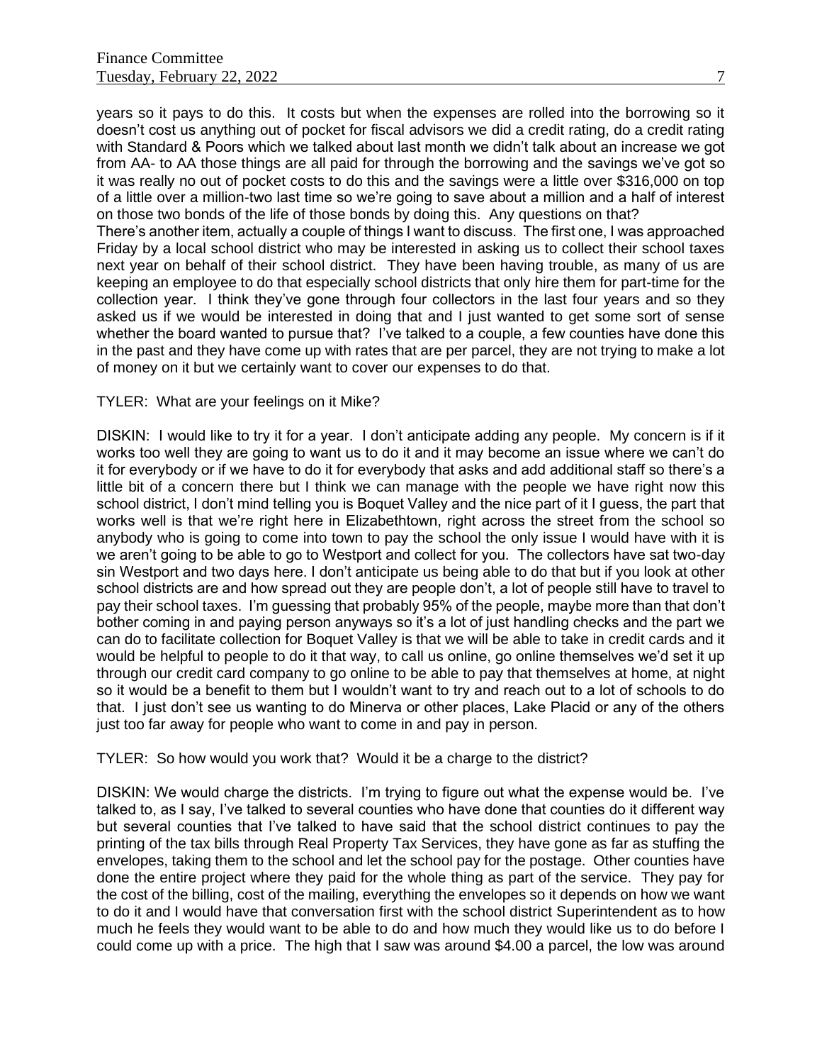years so it pays to do this. It costs but when the expenses are rolled into the borrowing so it doesn't cost us anything out of pocket for fiscal advisors we did a credit rating, do a credit rating with Standard & Poors which we talked about last month we didn't talk about an increase we got from AA- to AA those things are all paid for through the borrowing and the savings we've got so it was really no out of pocket costs to do this and the savings were a little over $316,000 on top of a little over a million-two last time so we're going to save about a million and a half of interest on those two bonds of the life of those bonds by doing this. Any questions on that?
There's another item, actually a couple of things I want to discuss. The first one, I was approached Friday by a local school district who may be interested in asking us to collect their school taxes next year on behalf of their school district. They have been having trouble, as many of us are keeping an employee to do that especially school districts that only hire them for part-time for the collection year. I think they've gone through four collectors in the last four years and so they asked us if we would be interested in doing that and I just wanted to get some sort of sense whether the board wanted to pursue that? I've talked to a couple, a few counties have done this in the past and they have come up with rates that are per parcel, they are not trying to make a lot of money on it but we certainly want to cover our expenses to do that.

TYLER: What are your feelings on it Mike?

DISKIN: I would like to try it for a year. I don't anticipate adding any people. My concern is if it works too well they are going to want us to do it and it may become an issue where we can't do it for everybody or if we have to do it for everybody that asks and add additional staff so there's a little bit of a concern there but I think we can manage with the people we have right now this school district, I don't mind telling you is Boquet Valley and the nice part of it I guess, the part that works well is that we're right here in Elizabethtown, right across the street from the school so anybody who is going to come into town to pay the school the only issue I would have with it is we aren't going to be able to go to Westport and collect for you. The collectors have sat two-day sin Westport and two days here. I don't anticipate us being able to do that but if you look at other school districts are and how spread out they are people don't, a lot of people still have to travel to pay their school taxes. I'm guessing that probably 95% of the people, maybe more than that don't bother coming in and paying person anyways so it's a lot of just handling checks and the part we can do to facilitate collection for Boquet Valley is that we will be able to take in credit cards and it would be helpful to people to do it that way, to call us online, go online themselves we'd set it up through our credit card company to go online to be able to pay that themselves at home, at night so it would be a benefit to them but I wouldn't want to try and reach out to a lot of schools to do that. I just don't see us wanting to do Minerva or other places, Lake Placid or any of the others just too far away for people who want to come in and pay in person.

TYLER: So how would you work that? Would it be a charge to the district?

DISKIN: We would charge the districts. I'm trying to figure out what the expense would be. I've talked to, as I say, I've talked to several counties who have done that counties do it different way but several counties that I've talked to have said that the school district continues to pay the printing of the tax bills through Real Property Tax Services, they have gone as far as stuffing the envelopes, taking them to the school and let the school pay for the postage. Other counties have done the entire project where they paid for the whole thing as part of the service. They pay for the cost of the billing, cost of the mailing, everything the envelopes so it depends on how we want to do it and I would have that conversation first with the school district Superintendent as to how much he feels they would want to be able to do and how much they would like us to do before I could come up with a price. The high that I saw was around $4.00 a parcel, the low was around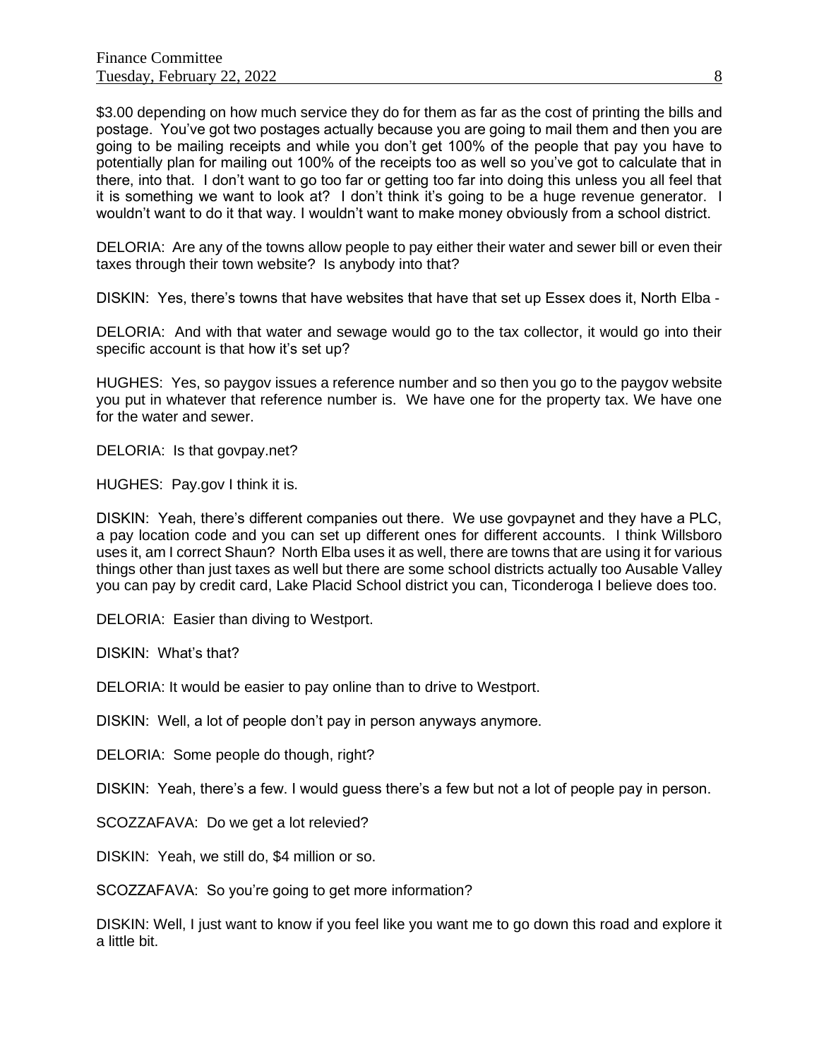$3.00 depending on how much service they do for them as far as the cost of printing the bills and postage. You've got two postages actually because you are going to mail them and then you are going to be mailing receipts and while you don't get 100% of the people that pay you have to potentially plan for mailing out 100% of the receipts too as well so you've got to calculate that in there, into that. I don't want to go too far or getting too far into doing this unless you all feel that it is something we want to look at? I don't think it's going to be a huge revenue generator. I wouldn't want to do it that way. I wouldn't want to make money obviously from a school district.

DELORIA: Are any of the towns allow people to pay either their water and sewer bill or even their taxes through their town website? Is anybody into that?

DISKIN: Yes, there's towns that have websites that have that set up Essex does it, North Elba -

DELORIA: And with that water and sewage would go to the tax collector, it would go into their specific account is that how it's set up?

HUGHES: Yes, so paygov issues a reference number and so then you go to the paygov website you put in whatever that reference number is. We have one for the property tax. We have one for the water and sewer.

DELORIA: Is that govpay.net?

HUGHES: Pay.gov I think it is.

DISKIN: Yeah, there's different companies out there. We use govpaynet and they have a PLC, a pay location code and you can set up different ones for different accounts. I think Willsboro uses it, am I correct Shaun? North Elba uses it as well, there are towns that are using it for various things other than just taxes as well but there are some school districts actually too Ausable Valley you can pay by credit card, Lake Placid School district you can, Ticonderoga I believe does too.

DELORIA: Easier than diving to Westport.

DISKIN: What's that?

DELORIA: It would be easier to pay online than to drive to Westport.

DISKIN: Well, a lot of people don't pay in person anyways anymore.

DELORIA: Some people do though, right?

DISKIN: Yeah, there's a few. I would guess there's a few but not a lot of people pay in person.

SCOZZAFAVA: Do we get a lot relevied?

DISKIN: Yeah, we still do, $4 million or so.

SCOZZAFAVA: So you're going to get more information?

DISKIN: Well, I just want to know if you feel like you want me to go down this road and explore it a little bit.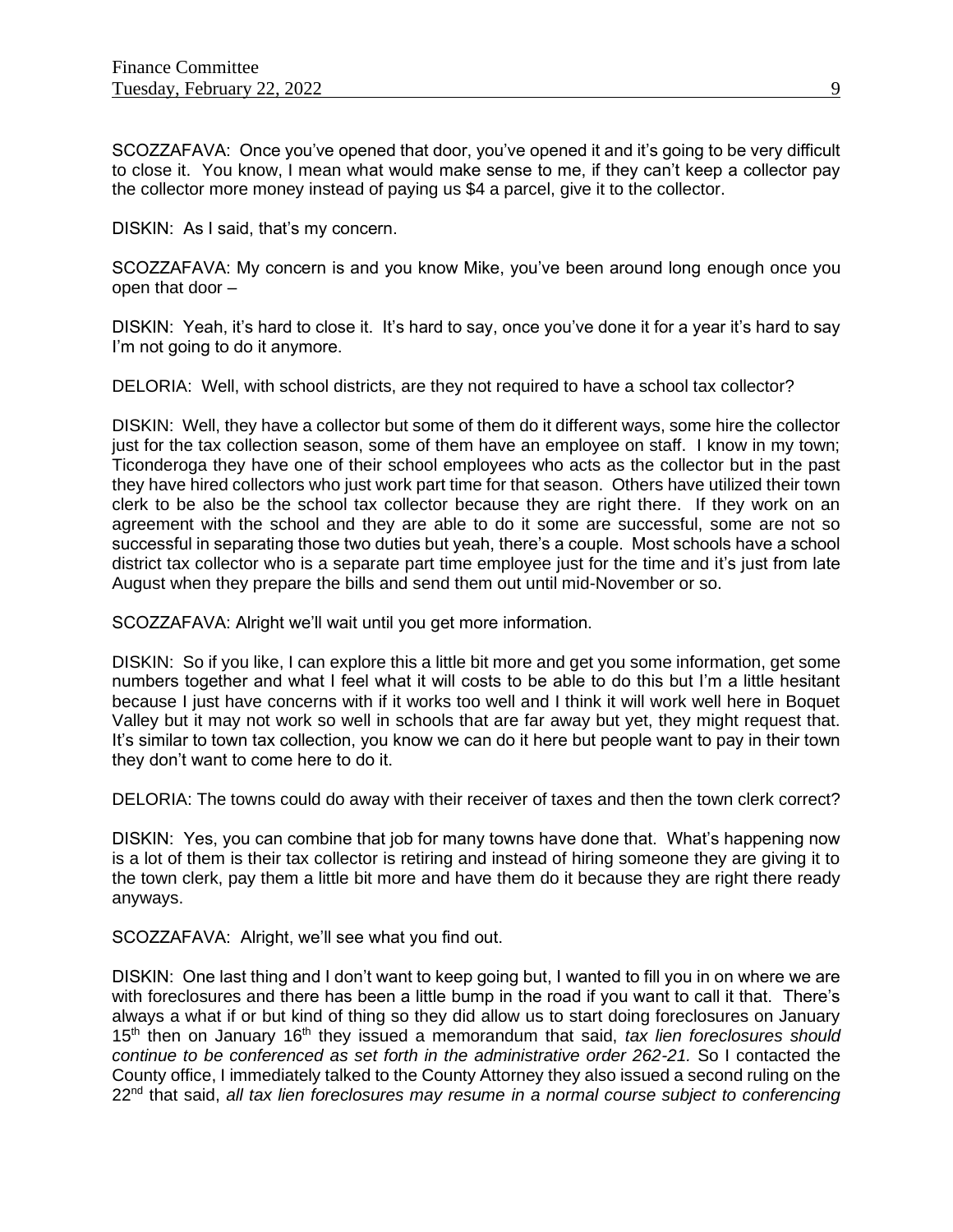SCOZZAFAVA: Once you've opened that door, you've opened it and it's going to be very difficult to close it. You know, I mean what would make sense to me, if they can't keep a collector pay the collector more money instead of paying us $4 a parcel, give it to the collector.

DISKIN: As I said, that's my concern.

SCOZZAFAVA: My concern is and you know Mike, you've been around long enough once you open that door –

DISKIN: Yeah, it's hard to close it. It's hard to say, once you've done it for a year it's hard to say I'm not going to do it anymore.

DELORIA: Well, with school districts, are they not required to have a school tax collector?

DISKIN: Well, they have a collector but some of them do it different ways, some hire the collector just for the tax collection season, some of them have an employee on staff. I know in my town; Ticonderoga they have one of their school employees who acts as the collector but in the past they have hired collectors who just work part time for that season. Others have utilized their town clerk to be also be the school tax collector because they are right there. If they work on an agreement with the school and they are able to do it some are successful, some are not so successful in separating those two duties but yeah, there's a couple. Most schools have a school district tax collector who is a separate part time employee just for the time and it's just from late August when they prepare the bills and send them out until mid-November or so.

SCOZZAFAVA: Alright we'll wait until you get more information.

DISKIN: So if you like, I can explore this a little bit more and get you some information, get some numbers together and what I feel what it will costs to be able to do this but I'm a little hesitant because I just have concerns with if it works too well and I think it will work well here in Boquet Valley but it may not work so well in schools that are far away but yet, they might request that. It's similar to town tax collection, you know we can do it here but people want to pay in their town they don't want to come here to do it.

DELORIA: The towns could do away with their receiver of taxes and then the town clerk correct?

DISKIN: Yes, you can combine that job for many towns have done that. What's happening now is a lot of them is their tax collector is retiring and instead of hiring someone they are giving it to the town clerk, pay them a little bit more and have them do it because they are right there ready anyways.

SCOZZAFAVA: Alright, we'll see what you find out.

DISKIN: One last thing and I don't want to keep going but, I wanted to fill you in on where we are with foreclosures and there has been a little bump in the road if you want to call it that. There's always a what if or but kind of thing so they did allow us to start doing foreclosures on January 15th then on January 16th they issued a memorandum that said, *tax lien foreclosures should continue to be conferenced as set forth in the administrative order 262-21.* So I contacted the County office, I immediately talked to the County Attorney they also issued a second ruling on the 22nd that said, *all tax lien foreclosures may resume in a normal course subject to conferencing*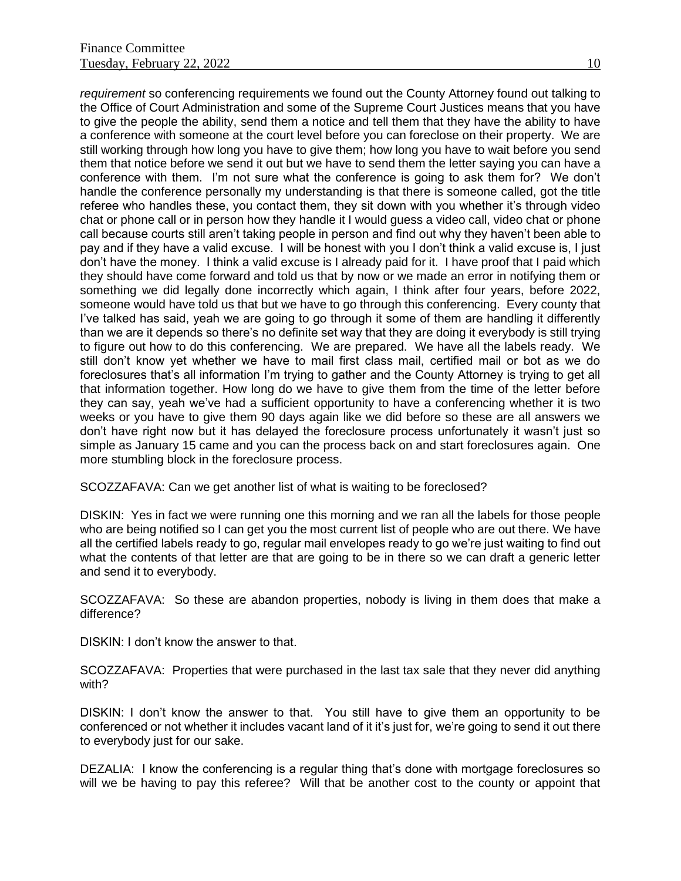*requirement* so conferencing requirements we found out the County Attorney found out talking to the Office of Court Administration and some of the Supreme Court Justices means that you have to give the people the ability, send them a notice and tell them that they have the ability to have a conference with someone at the court level before you can foreclose on their property. We are still working through how long you have to give them; how long you have to wait before you send them that notice before we send it out but we have to send them the letter saying you can have a conference with them. I'm not sure what the conference is going to ask them for? We don't handle the conference personally my understanding is that there is someone called, got the title referee who handles these, you contact them, they sit down with you whether it's through video chat or phone call or in person how they handle it I would guess a video call, video chat or phone call because courts still aren't taking people in person and find out why they haven't been able to pay and if they have a valid excuse. I will be honest with you I don't think a valid excuse is, I just don't have the money. I think a valid excuse is I already paid for it. I have proof that I paid which they should have come forward and told us that by now or we made an error in notifying them or something we did legally done incorrectly which again, I think after four years, before 2022, someone would have told us that but we have to go through this conferencing. Every county that I've talked has said, yeah we are going to go through it some of them are handling it differently than we are it depends so there's no definite set way that they are doing it everybody is still trying to figure out how to do this conferencing. We are prepared. We have all the labels ready. We still don't know yet whether we have to mail first class mail, certified mail or bot as we do foreclosures that's all information I'm trying to gather and the County Attorney is trying to get all that information together. How long do we have to give them from the time of the letter before they can say, yeah we've had a sufficient opportunity to have a conferencing whether it is two weeks or you have to give them 90 days again like we did before so these are all answers we don't have right now but it has delayed the foreclosure process unfortunately it wasn't just so simple as January 15 came and you can the process back on and start foreclosures again. One more stumbling block in the foreclosure process.

SCOZZAFAVA: Can we get another list of what is waiting to be foreclosed?

DISKIN: Yes in fact we were running one this morning and we ran all the labels for those people who are being notified so I can get you the most current list of people who are out there. We have all the certified labels ready to go, regular mail envelopes ready to go we're just waiting to find out what the contents of that letter are that are going to be in there so we can draft a generic letter and send it to everybody.

SCOZZAFAVA: So these are abandon properties, nobody is living in them does that make a difference?

DISKIN: I don't know the answer to that.

SCOZZAFAVA: Properties that were purchased in the last tax sale that they never did anything with?

DISKIN: I don't know the answer to that. You still have to give them an opportunity to be conferenced or not whether it includes vacant land of it it's just for, we're going to send it out there to everybody just for our sake.

DEZALIA: I know the conferencing is a regular thing that's done with mortgage foreclosures so will we be having to pay this referee? Will that be another cost to the county or appoint that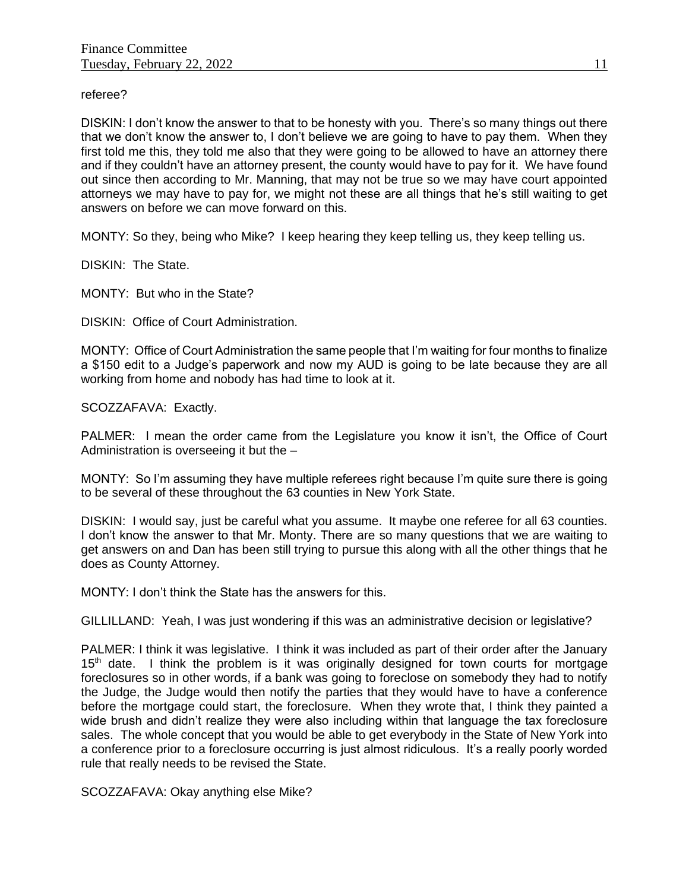referee?

DISKIN: I don't know the answer to that to be honesty with you. There's so many things out there that we don't know the answer to, I don't believe we are going to have to pay them. When they first told me this, they told me also that they were going to be allowed to have an attorney there and if they couldn't have an attorney present, the county would have to pay for it. We have found out since then according to Mr. Manning, that may not be true so we may have court appointed attorneys we may have to pay for, we might not these are all things that he's still waiting to get answers on before we can move forward on this.

MONTY: So they, being who Mike? I keep hearing they keep telling us, they keep telling us.

DISKIN: The State.

MONTY: But who in the State?

DISKIN: Office of Court Administration.

MONTY: Office of Court Administration the same people that I'm waiting for four months to finalize a $150 edit to a Judge's paperwork and now my AUD is going to be late because they are all working from home and nobody has had time to look at it.

SCOZZAFAVA: Exactly.

PALMER: I mean the order came from the Legislature you know it isn't, the Office of Court Administration is overseeing it but the –

MONTY: So I'm assuming they have multiple referees right because I'm quite sure there is going to be several of these throughout the 63 counties in New York State.

DISKIN: I would say, just be careful what you assume. It maybe one referee for all 63 counties. I don't know the answer to that Mr. Monty. There are so many questions that we are waiting to get answers on and Dan has been still trying to pursue this along with all the other things that he does as County Attorney.

MONTY: I don't think the State has the answers for this.

GILLILLAND: Yeah, I was just wondering if this was an administrative decision or legislative?

PALMER: I think it was legislative. I think it was included as part of their order after the January 15th date. I think the problem is it was originally designed for town courts for mortgage foreclosures so in other words, if a bank was going to foreclose on somebody they had to notify the Judge, the Judge would then notify the parties that they would have to have a conference before the mortgage could start, the foreclosure. When they wrote that, I think they painted a wide brush and didn't realize they were also including within that language the tax foreclosure sales. The whole concept that you would be able to get everybody in the State of New York into a conference prior to a foreclosure occurring is just almost ridiculous. It's a really poorly worded rule that really needs to be revised the State.

SCOZZAFAVA: Okay anything else Mike?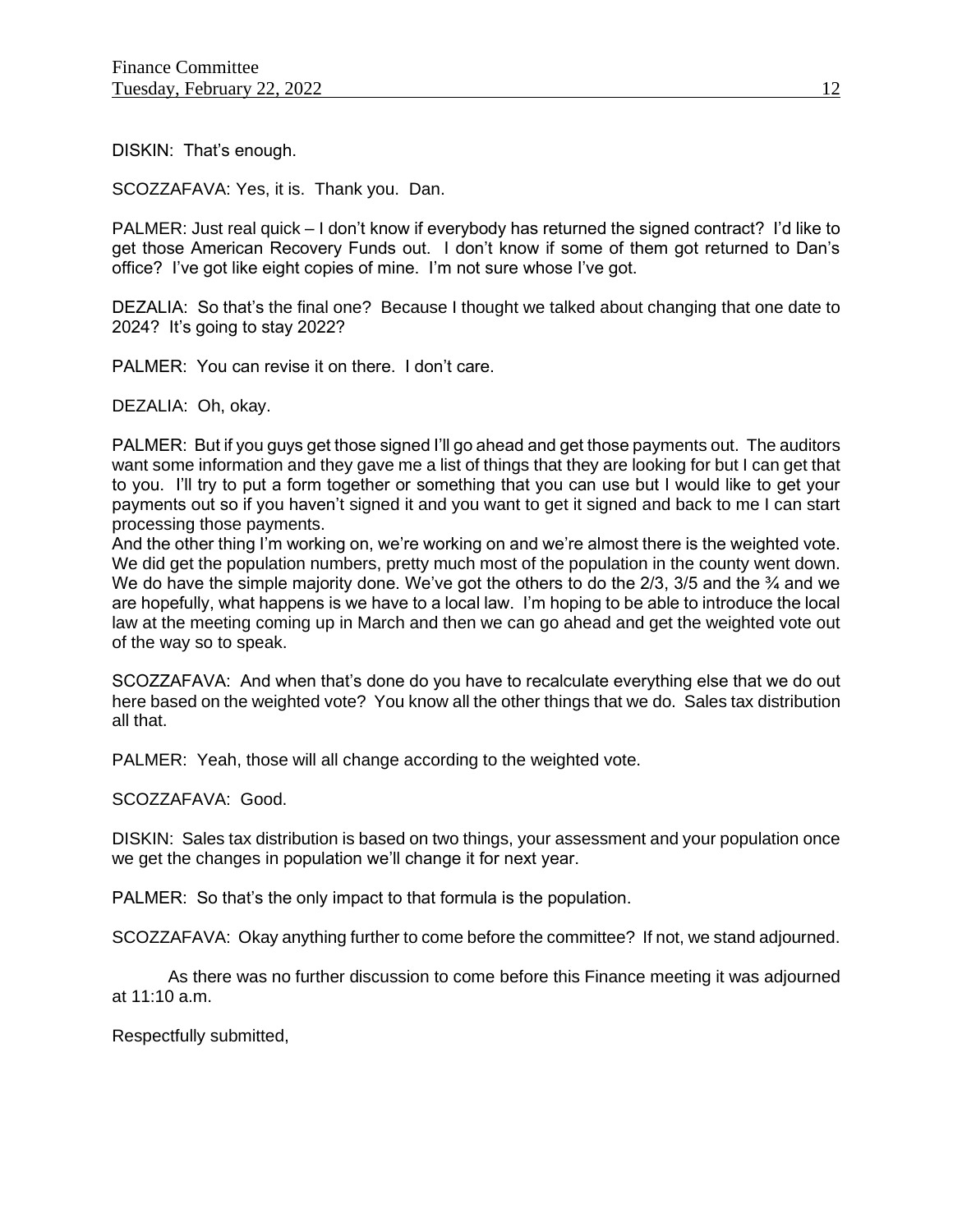DISKIN: That's enough.

SCOZZAFAVA: Yes, it is. Thank you. Dan.

PALMER: Just real quick – I don't know if everybody has returned the signed contract? I'd like to get those American Recovery Funds out. I don't know if some of them got returned to Dan's office? I've got like eight copies of mine. I'm not sure whose I've got.

DEZALIA: So that's the final one? Because I thought we talked about changing that one date to 2024? It's going to stay 2022?

PALMER: You can revise it on there. I don't care.

DEZALIA: Oh, okay.

PALMER: But if you guys get those signed I'll go ahead and get those payments out. The auditors want some information and they gave me a list of things that they are looking for but I can get that to you. I'll try to put a form together or something that you can use but I would like to get your payments out so if you haven't signed it and you want to get it signed and back to me I can start processing those payments.
And the other thing I'm working on, we're working on and we're almost there is the weighted vote. We did get the population numbers, pretty much most of the population in the county went down. We do have the simple majority done. We've got the others to do the 2/3, 3/5 and the ¾ and we are hopefully, what happens is we have to a local law. I'm hoping to be able to introduce the local law at the meeting coming up in March and then we can go ahead and get the weighted vote out of the way so to speak.

SCOZZAFAVA: And when that's done do you have to recalculate everything else that we do out here based on the weighted vote? You know all the other things that we do. Sales tax distribution all that.

PALMER: Yeah, those will all change according to the weighted vote.

SCOZZAFAVA: Good.

DISKIN: Sales tax distribution is based on two things, your assessment and your population once we get the changes in population we'll change it for next year.

PALMER: So that's the only impact to that formula is the population.

SCOZZAFAVA: Okay anything further to come before the committee? If not, we stand adjourned.

As there was no further discussion to come before this Finance meeting it was adjourned at 11:10 a.m.

Respectfully submitted,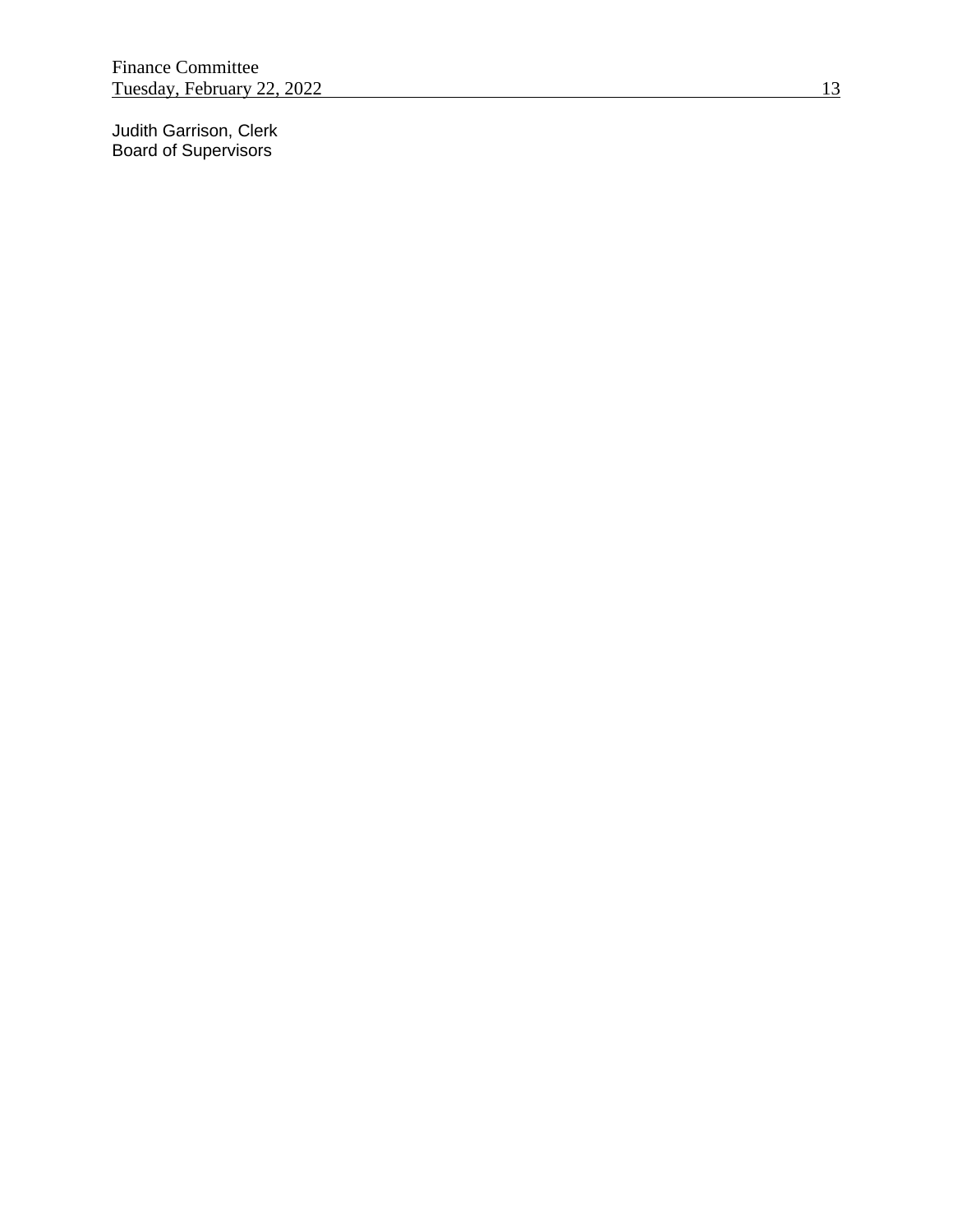Judith Garrison, Clerk
Board of Supervisors